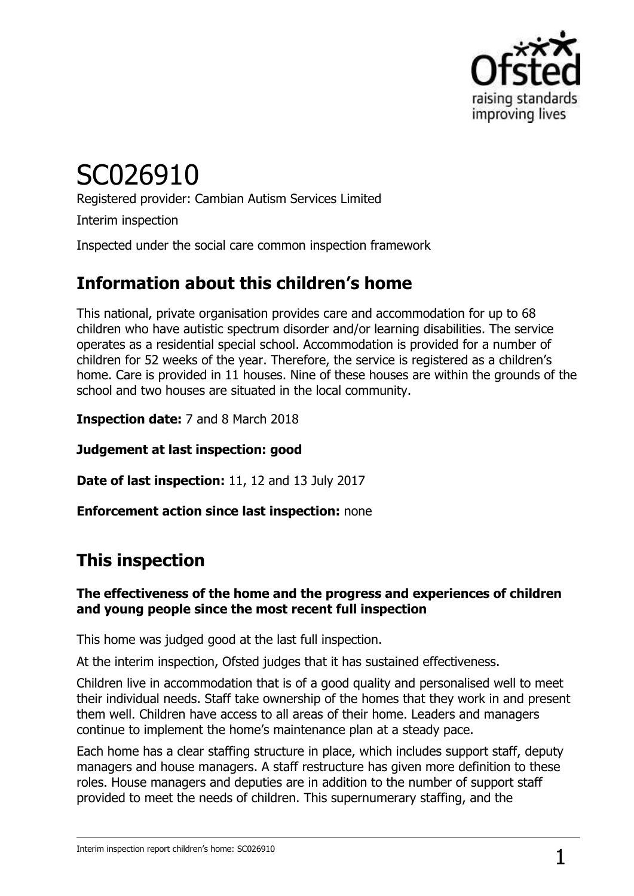# SC026910

Registered provider: Cambian Autism Services Limited

Interim inspection

Inspected under the social care common inspection framework

## Information about this children's home

This national, private organisation provides care and accommodation for up to 68 children who have autistic spectrum disorder and/or learning disabilities. The service operates as a residential special school. Accommodation is provided for a number of children for 52 weeks of the year. Therefore, the service is registered as a children's home. Care is provided in 11 houses. Nine of these houses are within the grounds of the school and two houses are situated in the local community.

**Inspection date:** 7 and 8 March 2018

**Judgement at last inspection: good**

**Date of last inspection:** 11, 12 and 13 July 2017

**Enforcement action since last inspection:** none

## This inspection

### The effectiveness of the home and the progress and experiences of children and young people since the most recent full inspection

This home was judged good at the last full inspection.

At the interim inspection, Ofsted judges that it has sustained effectiveness.

Children live in accommodation that is of a good quality and personalised well to meet their individual needs. Staff take ownership of the homes that they work in and present them well. Children have access to all areas of their home. Leaders and managers continue to implement the home's maintenance plan at a steady pace.

Each home has a clear staffing structure in place, which includes support staff, deputy managers and house managers. A staff restructure has given more definition to these roles. House managers and deputies are in addition to the number of support staff provided to meet the needs of children. This supernumerary staffing, and the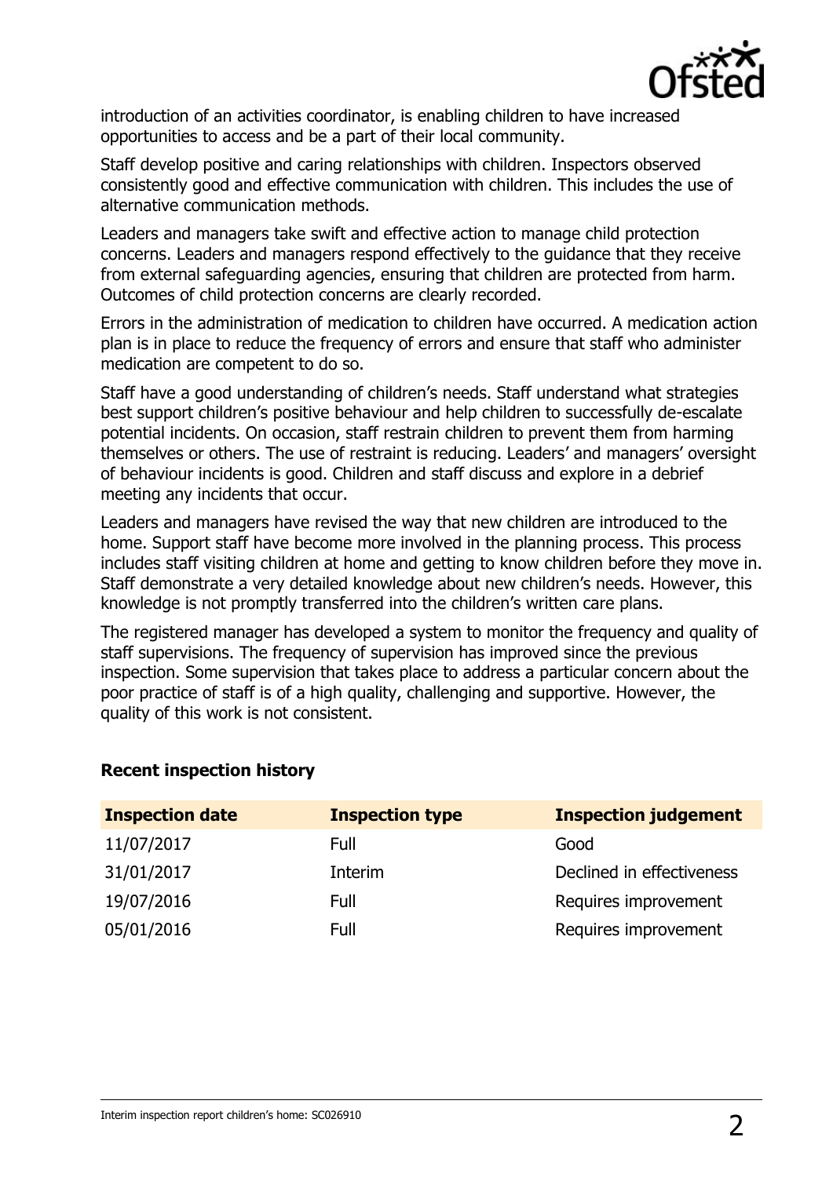introduction of an activities coordinator, is enabling children to have increased opportunities to access and be a part of their local community.

Staff develop positive and caring relationships with children. Inspectors observed consistently good and effective communication with children. This includes the use of alternative communication methods.

Leaders and managers take swift and effective action to manage child protection concerns. Leaders and managers respond effectively to the guidance that they receive from external safeguarding agencies, ensuring that children are protected from harm. Outcomes of child protection concerns are clearly recorded.

Errors in the administration of medication to children have occurred. A medication action plan is in place to reduce the frequency of errors and ensure that staff who administer medication are competent to do so.

Staff have a good understanding of children's needs. Staff understand what strategies best support children's positive behaviour and help children to successfully de-escalate potential incidents. On occasion, staff restrain children to prevent them from harming themselves or others. The use of restraint is reducing. Leaders' and managers' oversight of behaviour incidents is good. Children and staff discuss and explore in a debrief meeting any incidents that occur.

Leaders and managers have revised the way that new children are introduced to the home. Support staff have become more involved in the planning process. This process includes staff visiting children at home and getting to know children before they move in. Staff demonstrate a very detailed knowledge about new children's needs. However, this knowledge is not promptly transferred into the children's written care plans.

The registered manager has developed a system to monitor the frequency and quality of staff supervisions. The frequency of supervision has improved since the previous inspection. Some supervision that takes place to address a particular concern about the poor practice of staff is of a high quality, challenging and supportive. However, the quality of this work is not consistent.

**Recent inspection history**

| Inspection date | Inspection type | Inspection judgement |
| --- | --- | --- |
| 11/07/2017 | Full | Good |
| 31/01/2017 | Interim | Declined in effectiveness |
| 19/07/2016 | Full | Requires improvement |
| 05/01/2016 | Full | Requires improvement |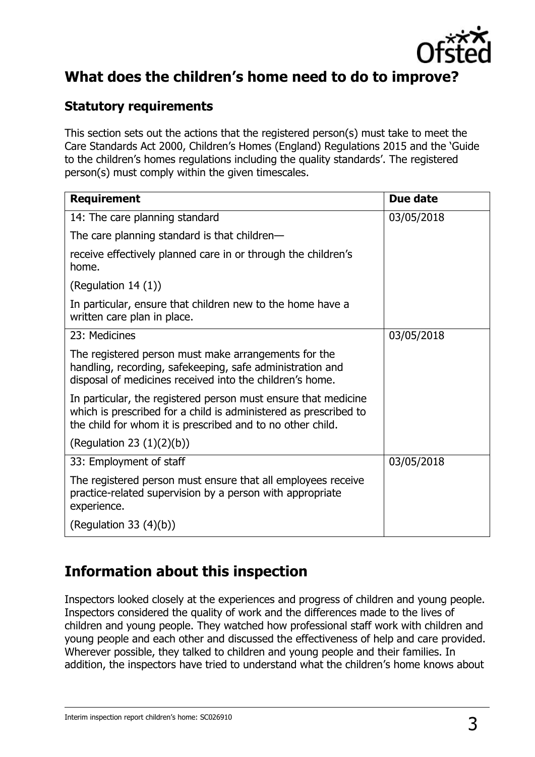## What does the children's home need to do to improve?

### Statutory requirements

This section sets out the actions that the registered person(s) must take to meet the Care Standards Act 2000, Children's Homes (England) Regulations 2015 and the 'Guide to the children's homes regulations including the quality standards'. The registered person(s) must comply within the given timescales.

| Requirement | Due date |
|---|---|
| 14: The care planning standard<br><br>The care planning standard is that children—<br><br>receive effectively planned care in or through the children's home.<br><br>(Regulation 14 (1))<br><br>In particular, ensure that children new to the home have a written care plan in place. | 03/05/2018 |
| 23: Medicines<br><br>The registered person must make arrangements for the handling, recording, safekeeping, safe administration and disposal of medicines received into the children's home.<br><br>In particular, the registered person must ensure that medicine which is prescribed for a child is administered as prescribed to the child for whom it is prescribed and to no other child.<br><br>(Regulation 23 (1)(2)(b)) | 03/05/2018 |
| 33: Employment of staff<br><br>The registered person must ensure that all employees receive practice-related supervision by a person with appropriate experience.<br><br>(Regulation 33 (4)(b)) | 03/05/2018 |

## Information about this inspection

Inspectors looked closely at the experiences and progress of children and young people. Inspectors considered the quality of work and the differences made to the lives of children and young people. They watched how professional staff work with children and young people and each other and discussed the effectiveness of help and care provided. Wherever possible, they talked to children and young people and their families. In addition, the inspectors have tried to understand what the children's home knows about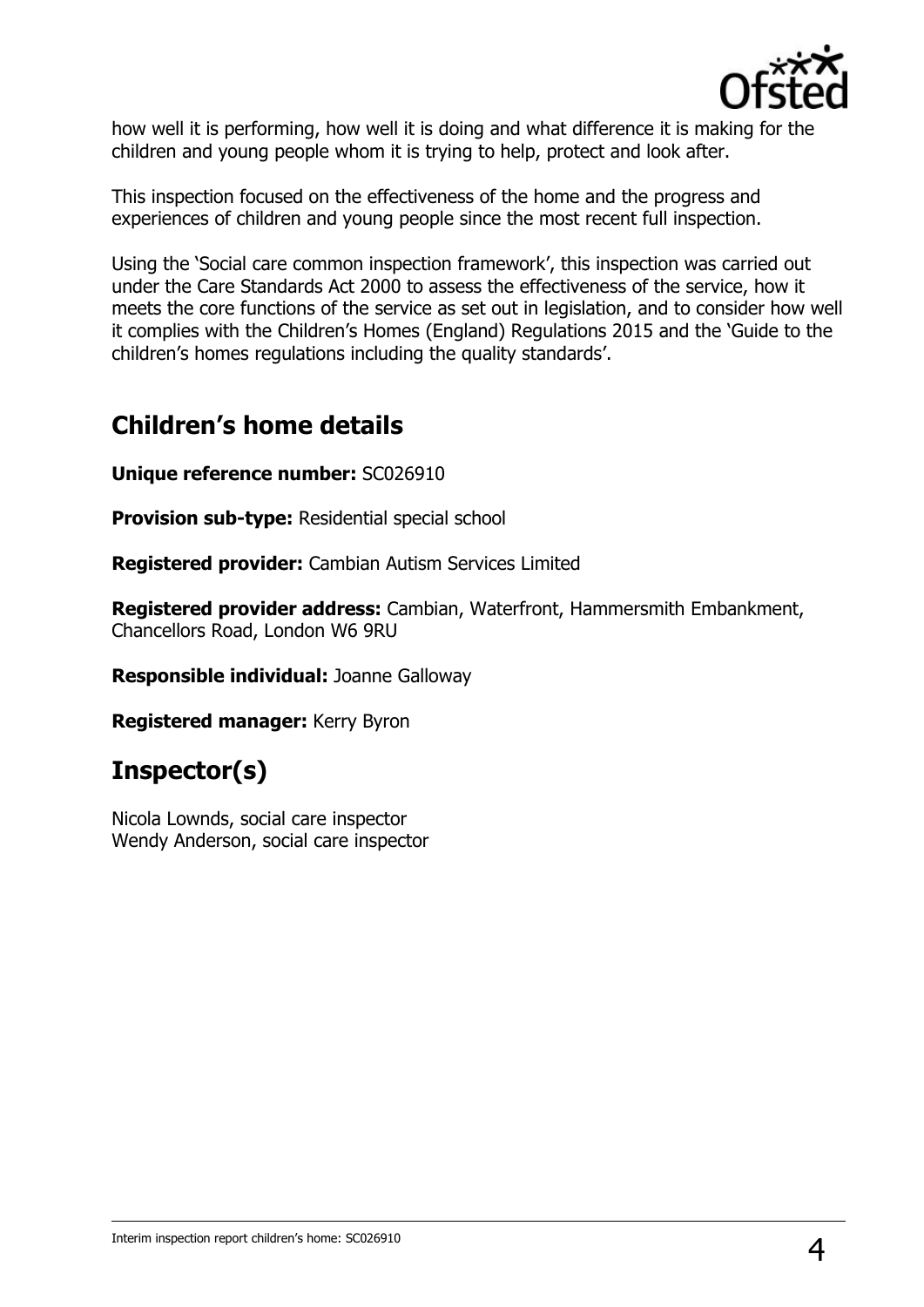how well it is performing, how well it is doing and what difference it is making for the children and young people whom it is trying to help, protect and look after.

This inspection focused on the effectiveness of the home and the progress and experiences of children and young people since the most recent full inspection.

Using the 'Social care common inspection framework', this inspection was carried out under the Care Standards Act 2000 to assess the effectiveness of the service, how it meets the core functions of the service as set out in legislation, and to consider how well it complies with the Children's Homes (England) Regulations 2015 and the 'Guide to the children's homes regulations including the quality standards'.

## Children's home details

**Unique reference number:** SC026910

**Provision sub-type:** Residential special school

**Registered provider:** Cambian Autism Services Limited

**Registered provider address:** Cambian, Waterfront, Hammersmith Embankment, Chancellors Road, London W6 9RU

**Responsible individual:** Joanne Galloway

**Registered manager:** Kerry Byron

## Inspector(s)

Nicola Lownds, social care inspector
Wendy Anderson, social care inspector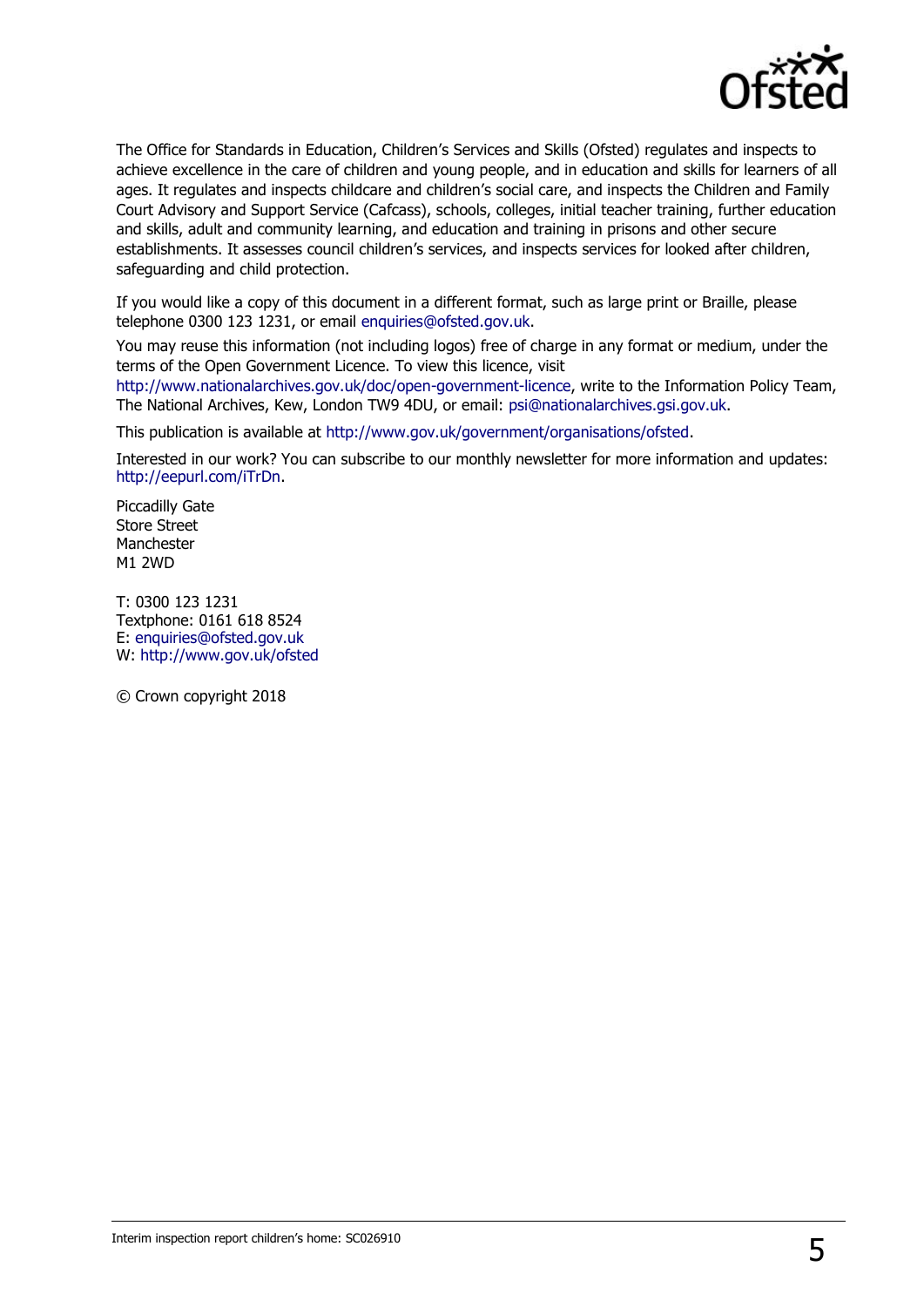The Office for Standards in Education, Children's Services and Skills (Ofsted) regulates and inspects to achieve excellence in the care of children and young people, and in education and skills for learners of all ages. It regulates and inspects childcare and children's social care, and inspects the Children and Family Court Advisory and Support Service (Cafcass), schools, colleges, initial teacher training, further education and skills, adult and community learning, and education and training in prisons and other secure establishments. It assesses council children's services, and inspects services for looked after children, safeguarding and child protection.

If you would like a copy of this document in a different format, such as large print or Braille, please telephone 0300 123 1231, or email enquiries@ofsted.gov.uk.

You may reuse this information (not including logos) free of charge in any format or medium, under the terms of the Open Government Licence. To view this licence, visit http://www.nationalarchives.gov.uk/doc/open-government-licence, write to the Information Policy Team, The National Archives, Kew, London TW9 4DU, or email: psi@nationalarchives.gsi.gov.uk.

This publication is available at http://www.gov.uk/government/organisations/ofsted.

Interested in our work? You can subscribe to our monthly newsletter for more information and updates: http://eepurl.com/iTrDn.

Piccadilly Gate
Store Street
Manchester
M1 2WD

T: 0300 123 1231
Textphone: 0161 618 8524
E: enquiries@ofsted.gov.uk
W: http://www.gov.uk/ofsted

© Crown copyright 2018